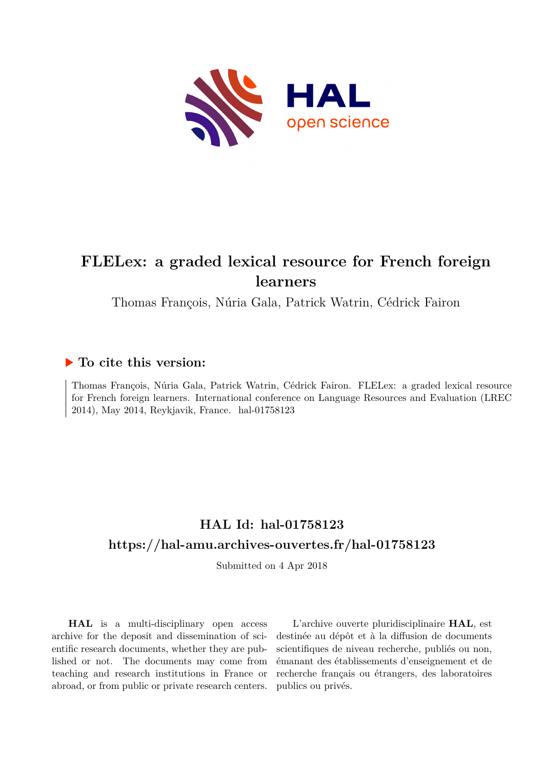# FLELex: a graded lexical resource for French foreign learners

Thomas François, Núria Gala, Patrick Watrin, Cédrick Fairon

## To cite this version:

Thomas François, Núria Gala, Patrick Watrin, Cédrick Fairon. FLELex: a graded lexical resource for French foreign learners. International conference on Language Resources and Evaluation (LREC 2014), May 2014, Reykjavik, France. hal-01758123

## HAL Id: hal-01758123

## https://hal-amu.archives-ouvertes.fr/hal-01758123

Submitted on 4 Apr 2018

**HAL** is a multi-disciplinary open access archive for the deposit and dissemination of scientific research documents, whether they are published or not. The documents may come from teaching and research institutions in France or abroad, or from public or private research centers.

L'archive ouverte pluridisciplinaire **HAL**, est destinée au dépôt et à la diffusion de documents scientifiques de niveau recherche, publiés ou non, émanant des établissements d'enseignement et de recherche français ou étrangers, des laboratoires publics ou privés.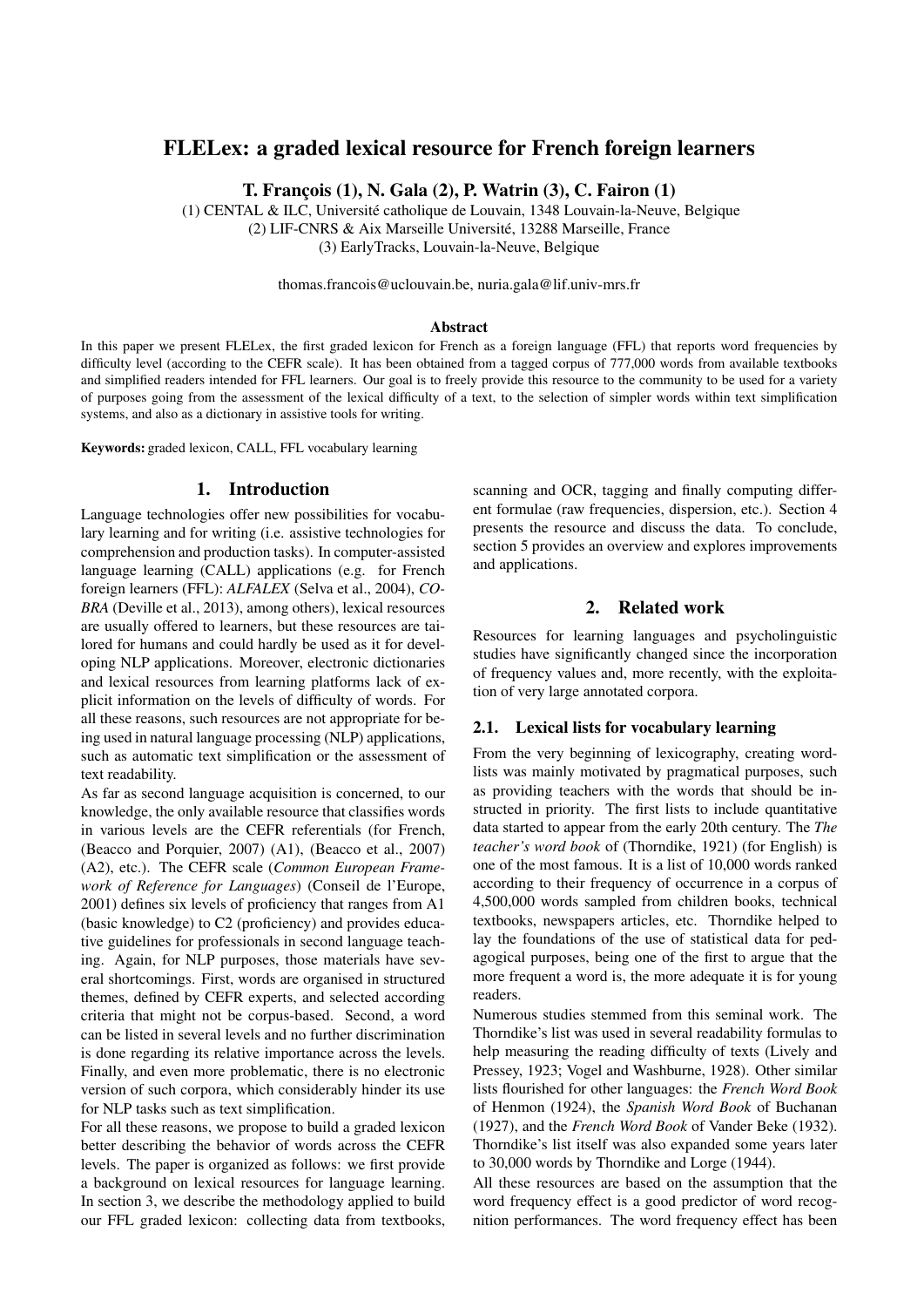# FLELex: a graded lexical resource for French foreign learners

**T. François (1), N. Gala (2), P. Watrin (3), C. Fairon (1)**

(1) CENTAL & ILC, Université catholique de Louvain, 1348 Louvain-la-Neuve, Belgique
(2) LIF-CNRS & Aix Marseille Université, 13288 Marseille, France
(3) EarlyTracks, Louvain-la-Neuve, Belgique

thomas.francois@uclouvain.be, nuria.gala@lif.univ-mrs.fr

### Abstract

In this paper we present FLELex, the first graded lexicon for French as a foreign language (FFL) that reports word frequencies by difficulty level (according to the CEFR scale). It has been obtained from a tagged corpus of 777,000 words from available textbooks and simplified readers intended for FFL learners. Our goal is to freely provide this resource to the community to be used for a variety of purposes going from the assessment of the lexical difficulty of a text, to the selection of simpler words within text simplification systems, and also as a dictionary in assistive tools for writing.

**Keywords:** graded lexicon, CALL, FFL vocabulary learning

## 1. Introduction

Language technologies offer new possibilities for vocabulary learning and for writing (i.e. assistive technologies for comprehension and production tasks). In computer-assisted language learning (CALL) applications (e.g. for French foreign learners (FFL): *ALFALEX* (Selva et al., 2004), *COBRA* (Deville et al., 2013), among others), lexical resources are usually offered to learners, but these resources are tailored for humans and could hardly be used as it for developing NLP applications. Moreover, electronic dictionaries and lexical resources from learning platforms lack of explicit information on the levels of difficulty of words. For all these reasons, such resources are not appropriate for being used in natural language processing (NLP) applications, such as automatic text simplification or the assessment of text readability.

As far as second language acquisition is concerned, to our knowledge, the only available resource that classifies words in various levels are the CEFR referentials (for French, (Beacco and Porquier, 2007) (A1), (Beacco et al., 2007) (A2), etc.). The CEFR scale (*Common European Framework of Reference for Languages*) (Conseil de l'Europe, 2001) defines six levels of proficiency that ranges from A1 (basic knowledge) to C2 (proficiency) and provides educative guidelines for professionals in second language teaching. Again, for NLP purposes, those materials have several shortcomings. First, words are organised in structured themes, defined by CEFR experts, and selected according criteria that might not be corpus-based. Second, a word can be listed in several levels and no further discrimination is done regarding its relative importance across the levels. Finally, and even more problematic, there is no electronic version of such corpora, which considerably hinder its use for NLP tasks such as text simplification.

For all these reasons, we propose to build a graded lexicon better describing the behavior of words across the CEFR levels. The paper is organized as follows: we first provide a background on lexical resources for language learning. In section 3, we describe the methodology applied to build our FFL graded lexicon: collecting data from textbooks, scanning and OCR, tagging and finally computing different formulae (raw frequencies, dispersion, etc.). Section 4 presents the resource and discuss the data. To conclude, section 5 provides an overview and explores improvements and applications.

## 2. Related work

Resources for learning languages and psycholinguistic studies have significantly changed since the incorporation of frequency values and, more recently, with the exploitation of very large annotated corpora.

### 2.1. Lexical lists for vocabulary learning

From the very beginning of lexicography, creating wordlists was mainly motivated by pragmatical purposes, such as providing teachers with the words that should be instructed in priority. The first lists to include quantitative data started to appear from the early 20th century. The *The teacher's word book* of (Thorndike, 1921) (for English) is one of the most famous. It is a list of 10,000 words ranked according to their frequency of occurrence in a corpus of 4,500,000 words sampled from children books, technical textbooks, newspapers articles, etc. Thorndike helped to lay the foundations of the use of statistical data for pedagogical purposes, being one of the first to argue that the more frequent a word is, the more adequate it is for young readers.

Numerous studies stemmed from this seminal work. The Thorndike's list was used in several readability formulas to help measuring the reading difficulty of texts (Lively and Pressey, 1923; Vogel and Washburne, 1928). Other similar lists flourished for other languages: the *French Word Book* of Henmon (1924), the *Spanish Word Book* of Buchanan (1927), and the *French Word Book* of Vander Beke (1932). Thorndike's list itself was also expanded some years later to 30,000 words by Thorndike and Lorge (1944).

All these resources are based on the assumption that the word frequency effect is a good predictor of word recognition performances. The word frequency effect has been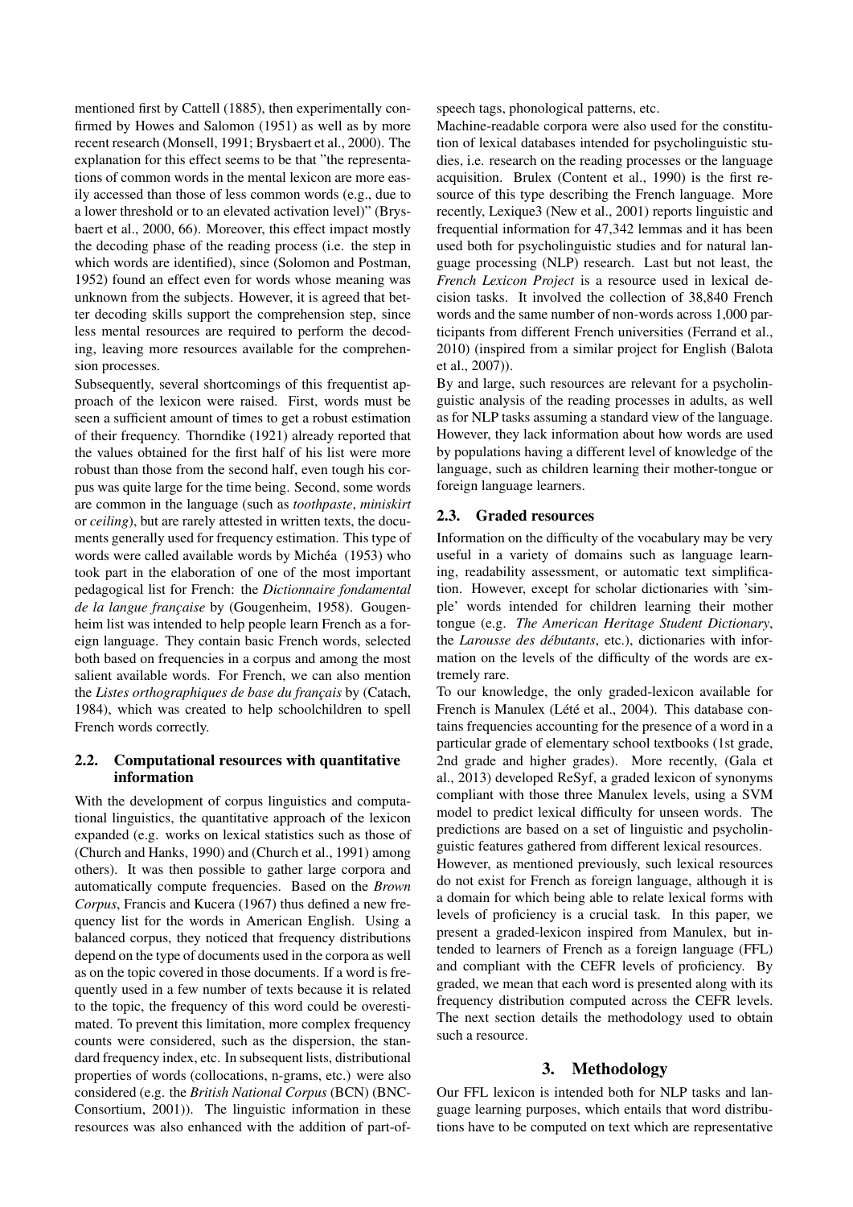mentioned first by Cattell (1885), then experimentally confirmed by Howes and Salomon (1951) as well as by more recent research (Monsell, 1991; Brysbaert et al., 2000). The explanation for this effect seems to be that "the representations of common words in the mental lexicon are more easily accessed than those of less common words (e.g., due to a lower threshold or to an elevated activation level)" (Brysbaert et al., 2000, 66). Moreover, this effect impact mostly the decoding phase of the reading process (i.e. the step in which words are identified), since (Solomon and Postman, 1952) found an effect even for words whose meaning was unknown from the subjects. However, it is agreed that better decoding skills support the comprehension step, since less mental resources are required to perform the decoding, leaving more resources available for the comprehension processes.

Subsequently, several shortcomings of this frequentist approach of the lexicon were raised. First, words must be seen a sufficient amount of times to get a robust estimation of their frequency. Thorndike (1921) already reported that the values obtained for the first half of his list were more robust than those from the second half, even tough his corpus was quite large for the time being. Second, some words are common in the language (such as *toothpaste*, *miniskirt* or *ceiling*), but are rarely attested in written texts, the documents generally used for frequency estimation. This type of words were called available words by Michéa (1953) who took part in the elaboration of one of the most important pedagogical list for French: the *Dictionnaire fondamental de la langue française* by (Gougenheim, 1958). Gougenheim list was intended to help people learn French as a foreign language. They contain basic French words, selected both based on frequencies in a corpus and among the most salient available words. For French, we can also mention the *Listes orthographiques de base du français* by (Catach, 1984), which was created to help schoolchildren to spell French words correctly.

### 2.2. Computational resources with quantitative information

With the development of corpus linguistics and computational linguistics, the quantitative approach of the lexicon expanded (e.g. works on lexical statistics such as those of (Church and Hanks, 1990) and (Church et al., 1991) among others). It was then possible to gather large corpora and automatically compute frequencies. Based on the *Brown Corpus*, Francis and Kucera (1967) thus defined a new frequency list for the words in American English. Using a balanced corpus, they noticed that frequency distributions depend on the type of documents used in the corpora as well as on the topic covered in those documents. If a word is frequently used in a few number of texts because it is related to the topic, the frequency of this word could be overestimated. To prevent this limitation, more complex frequency counts were considered, such as the dispersion, the standard frequency index, etc. In subsequent lists, distributional properties of words (collocations, n-grams, etc.) were also considered (e.g. the *British National Corpus* (BCN) (BNC-Consortium, 2001)). The linguistic information in these resources was also enhanced with the addition of part-of-speech tags, phonological patterns, etc.

Machine-readable corpora were also used for the constitution of lexical databases intended for psycholinguistic studies, i.e. research on the reading processes or the language acquisition. Brulex (Content et al., 1990) is the first resource of this type describing the French language. More recently, Lexique3 (New et al., 2001) reports linguistic and frequential information for 47,342 lemmas and it has been used both for psycholinguistic studies and for natural language processing (NLP) research. Last but not least, the *French Lexicon Project* is a resource used in lexical decision tasks. It involved the collection of 38,840 French words and the same number of non-words across 1,000 participants from different French universities (Ferrand et al., 2010) (inspired from a similar project for English (Balota et al., 2007)).

By and large, such resources are relevant for a psycholinguistic analysis of the reading processes in adults, as well as for NLP tasks assuming a standard view of the language. However, they lack information about how words are used by populations having a different level of knowledge of the language, such as children learning their mother-tongue or foreign language learners.

### 2.3. Graded resources

Information on the difficulty of the vocabulary may be very useful in a variety of domains such as language learning, readability assessment, or automatic text simplification. However, except for scholar dictionaries with 'simple' words intended for children learning their mother tongue (e.g. *The American Heritage Student Dictionary*, the *Larousse des débutants*, etc.), dictionaries with information on the levels of the difficulty of the words are extremely rare.

To our knowledge, the only graded-lexicon available for French is Manulex (Lété et al., 2004). This database contains frequencies accounting for the presence of a word in a particular grade of elementary school textbooks (1st grade, 2nd grade and higher grades). More recently, (Gala et al., 2013) developed ReSyf, a graded lexicon of synonyms compliant with those three Manulex levels, using a SVM model to predict lexical difficulty for unseen words. The predictions are based on a set of linguistic and psycholinguistic features gathered from different lexical resources.

However, as mentioned previously, such lexical resources do not exist for French as foreign language, although it is a domain for which being able to relate lexical forms with levels of proficiency is a crucial task. In this paper, we present a graded-lexicon inspired from Manulex, but intended to learners of French as a foreign language (FFL) and compliant with the CEFR levels of proficiency. By graded, we mean that each word is presented along with its frequency distribution computed across the CEFR levels. The next section details the methodology used to obtain such a resource.

## 3. Methodology

Our FFL lexicon is intended both for NLP tasks and language learning purposes, which entails that word distributions have to be computed on text which are representative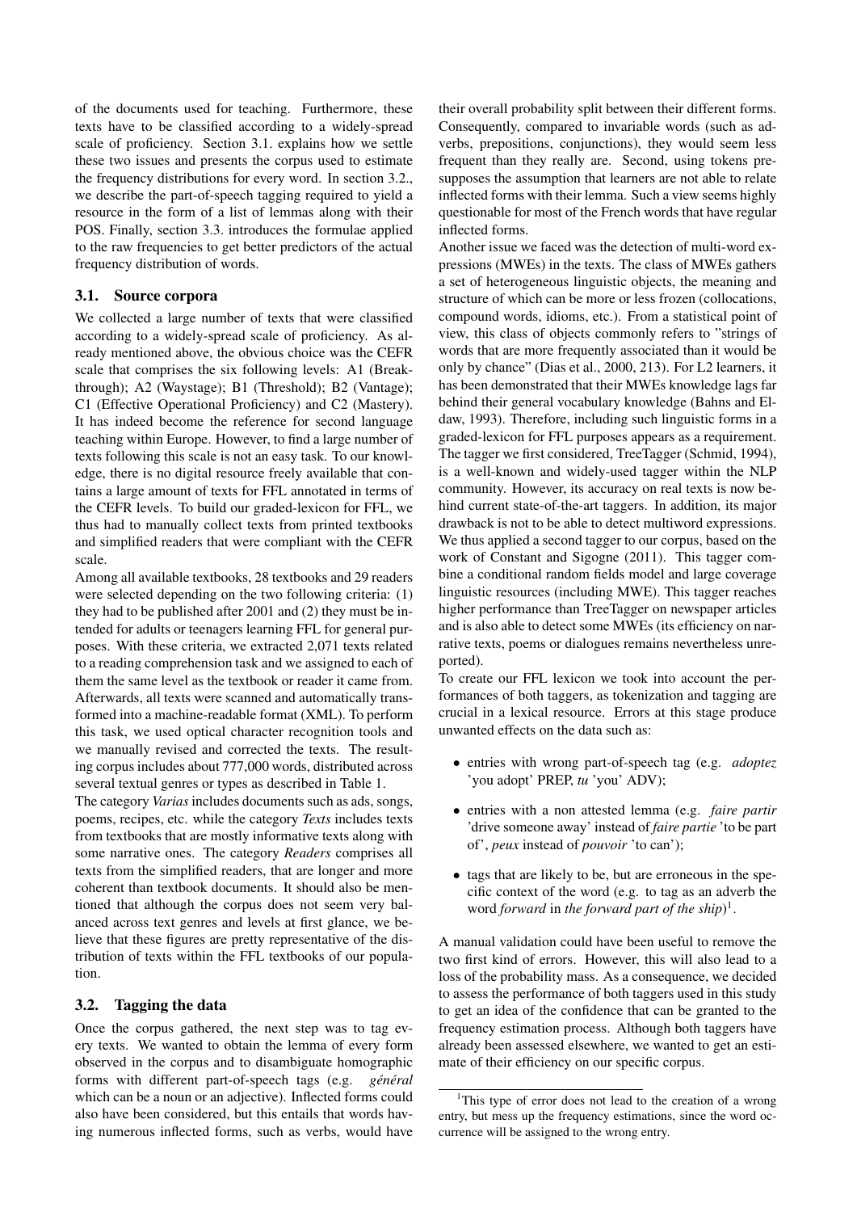of the documents used for teaching. Furthermore, these texts have to be classified according to a widely-spread scale of proficiency. Section 3.1. explains how we settle these two issues and presents the corpus used to estimate the frequency distributions for every word. In section 3.2., we describe the part-of-speech tagging required to yield a resource in the form of a list of lemmas along with their POS. Finally, section 3.3. introduces the formulae applied to the raw frequencies to get better predictors of the actual frequency distribution of words.

### 3.1. Source corpora

We collected a large number of texts that were classified according to a widely-spread scale of proficiency. As already mentioned above, the obvious choice was the CEFR scale that comprises the six following levels: A1 (Breakthrough); A2 (Waystage); B1 (Threshold); B2 (Vantage); C1 (Effective Operational Proficiency) and C2 (Mastery). It has indeed become the reference for second language teaching within Europe. However, to find a large number of texts following this scale is not an easy task. To our knowledge, there is no digital resource freely available that contains a large amount of texts for FFL annotated in terms of the CEFR levels. To build our graded-lexicon for FFL, we thus had to manually collect texts from printed textbooks and simplified readers that were compliant with the CEFR scale.

Among all available textbooks, 28 textbooks and 29 readers were selected depending on the two following criteria: (1) they had to be published after 2001 and (2) they must be intended for adults or teenagers learning FFL for general purposes. With these criteria, we extracted 2,071 texts related to a reading comprehension task and we assigned to each of them the same level as the textbook or reader it came from. Afterwards, all texts were scanned and automatically transformed into a machine-readable format (XML). To perform this task, we used optical character recognition tools and we manually revised and corrected the texts. The resulting corpus includes about 777,000 words, distributed across several textual genres or types as described in Table 1.

The category *Varias* includes documents such as ads, songs, poems, recipes, etc. while the category *Texts* includes texts from textbooks that are mostly informative texts along with some narrative ones. The category *Readers* comprises all texts from the simplified readers, that are longer and more coherent than textbook documents. It should also be mentioned that although the corpus does not seem very balanced across text genres and levels at first glance, we believe that these figures are pretty representative of the distribution of texts within the FFL textbooks of our population.

### 3.2. Tagging the data

Once the corpus gathered, the next step was to tag every texts. We wanted to obtain the lemma of every form observed in the corpus and to disambiguate homographic forms with different part-of-speech tags (e.g. *général* which can be a noun or an adjective). Inflected forms could also have been considered, but this entails that words having numerous inflected forms, such as verbs, would have their overall probability split between their different forms. Consequently, compared to invariable words (such as adverbs, prepositions, conjunctions), they would seem less frequent than they really are. Second, using tokens presupposes the assumption that learners are not able to relate inflected forms with their lemma. Such a view seems highly questionable for most of the French words that have regular inflected forms.

Another issue we faced was the detection of multi-word expressions (MWEs) in the texts. The class of MWEs gathers a set of heterogeneous linguistic objects, the meaning and structure of which can be more or less frozen (collocations, compound words, idioms, etc.). From a statistical point of view, this class of objects commonly refers to "strings of words that are more frequently associated than it would be only by chance" (Dias et al., 2000, 213). For L2 learners, it has been demonstrated that their MWEs knowledge lags far behind their general vocabulary knowledge (Bahns and Eldaw, 1993). Therefore, including such linguistic forms in a graded-lexicon for FFL purposes appears as a requirement.

The tagger we first considered, TreeTagger (Schmid, 1994), is a well-known and widely-used tagger within the NLP community. However, its accuracy on real texts is now behind current state-of-the-art taggers. In addition, its major drawback is not to be able to detect multiword expressions. We thus applied a second tagger to our corpus, based on the work of Constant and Sigogne (2011). This tagger combine a conditional random fields model and large coverage linguistic resources (including MWE). This tagger reaches higher performance than TreeTagger on newspaper articles and is also able to detect some MWEs (its efficiency on narrative texts, poems or dialogues remains nevertheless unreported).

To create our FFL lexicon we took into account the performances of both taggers, as tokenization and tagging are crucial in a lexical resource. Errors at this stage produce unwanted effects on the data such as:

- entries with wrong part-of-speech tag (e.g. *adoptez* 'you adopt' PREP, *tu* 'you' ADV);
- entries with a non attested lemma (e.g. *faire partir* 'drive someone away' instead of *faire partie* 'to be part of', *peux* instead of *pouvoir* 'to can');
- tags that are likely to be, but are erroneous in the specific context of the word (e.g. to tag as an adverb the word *forward* in *the forward part of the ship*)[1].

A manual validation could have been useful to remove the two first kind of errors. However, this will also lead to a loss of the probability mass. As a consequence, we decided to assess the performance of both taggers used in this study to get an idea of the confidence that can be granted to the frequency estimation process. Although both taggers have already been assessed elsewhere, we wanted to get an estimate of their efficiency on our specific corpus.

[1] This type of error does not lead to the creation of a wrong entry, but mess up the frequency estimations, since the word occurrence will be assigned to the wrong entry.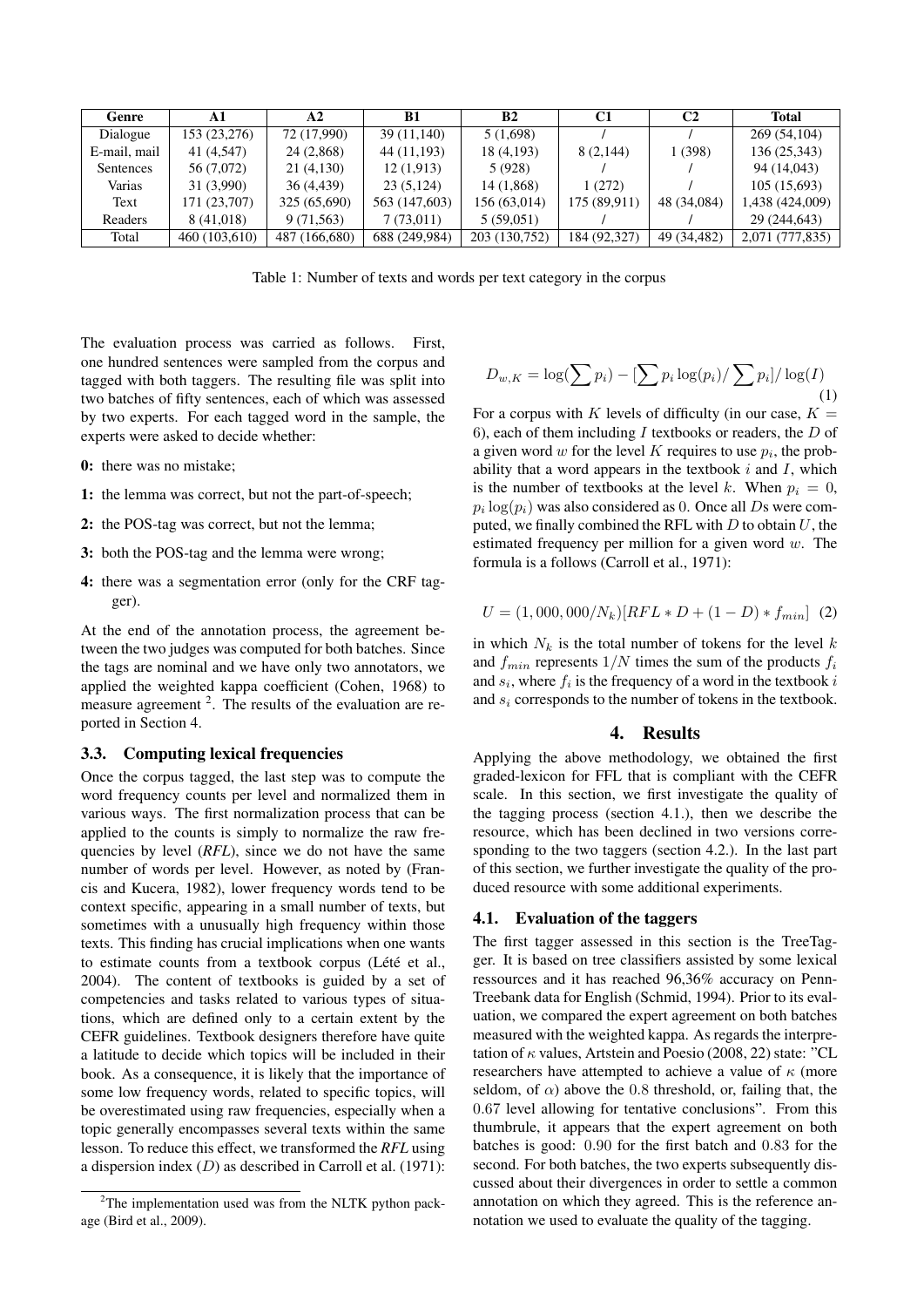| Genre | A1 | A2 | B1 | B2 | C1 | C2 | Total |
|---|---|---|---|---|---|---|---|
| Dialogue | 153 (23,276) | 72 (17,990) | 39 (11,140) | 5 (1,698) | / | / | 269 (54,104) |
| E-mail, mail | 41 (4,547) | 24 (2,868) | 44 (11,193) | 18 (4,193) | 8 (2,144) | 1 (398) | 136 (25,343) |
| Sentences | 56 (7,072) | 21 (4,130) | 12 (1,913) | 5 (928) | / | / | 94 (14,043) |
| Varias | 31 (3,990) | 36 (4,439) | 23 (5,124) | 14 (1,868) | 1 (272) | / | 105 (15,693) |
| Text | 171 (23,707) | 325 (65,690) | 563 (147,603) | 156 (63,014) | 175 (89,911) | 48 (34,084) | 1,438 (424,009) |
| Readers | 8 (41,018) | 9 (71,563) | 7 (73,011) | 5 (59,051) | / | / | 29 (244,643) |
| Total | 460 (103,610) | 487 (166,680) | 688 (249,984) | 203 (130,752) | 184 (92,327) | 49 (34,482) | 2,071 (777,835) |

Table 1: Number of texts and words per text category in the corpus

The evaluation process was carried as follows. First, one hundred sentences were sampled from the corpus and tagged with both taggers. The resulting file was split into two batches of fifty sentences, each of which was assessed by two experts. For each tagged word in the sample, the experts were asked to decide whether:

- **0:** there was no mistake;
- **1:** the lemma was correct, but not the part-of-speech;
- **2:** the POS-tag was correct, but not the lemma;
- **3:** both the POS-tag and the lemma were wrong;
- **4:** there was a segmentation error (only for the CRF tagger).

At the end of the annotation process, the agreement between the two judges was computed for both batches. Since the tags are nominal and we have only two annotators, we applied the weighted kappa coefficient (Cohen, 1968) to measure agreement [2]. The results of the evaluation are reported in Section 4.

### 3.3. Computing lexical frequencies

Once the corpus tagged, the last step was to compute the word frequency counts per level and normalized them in various ways. The first normalization process that can be applied to the counts is simply to normalize the raw frequencies by level (*RFL*), since we do not have the same number of words per level. However, as noted by (Francis and Kucera, 1982), lower frequency words tend to be context specific, appearing in a small number of texts, but sometimes with a unusually high frequency within those texts. This finding has crucial implications when one wants to estimate counts from a textbook corpus (Lété et al., 2004). The content of textbooks is guided by a set of competencies and tasks related to various types of situations, which are defined only to a certain extent by the CEFR guidelines. Textbook designers therefore have quite a latitude to decide which topics will be included in their book. As a consequence, it is likely that the importance of some low frequency words, related to specific topics, will be overestimated using raw frequencies, especially when a topic generally encompasses several texts within the same lesson. To reduce this effect, we transformed the *RFL* using a dispersion index ($D$) as described in Carroll et al. (1971):

$$D_{w,K} = \log(\sum p_i) - [\sum p_i \log(p_i)/\sum p_i]/\log(I) \quad (1)$$

For a corpus with $K$ levels of difficulty (in our case, $K = 6$), each of them including $I$ textbooks or readers, the $D$ of a given word $w$ for the level $K$ requires to use $p_i$, the probability that a word appears in the textbook $i$ and $I$, which is the number of textbooks at the level $k$. When $p_i = 0$, $p_i \log(p_i)$ was also considered as 0. Once all $D$s were computed, we finally combined the RFL with $D$ to obtain $U$, the estimated frequency per million for a given word $w$. The formula is a follows (Carroll et al., 1971):

$$U = (1,000,000/N_k)[RFL * D + (1 - D) * f_{min}] \quad (2)$$

in which $N_k$ is the total number of tokens for the level $k$ and $f_{min}$ represents $1/N$ times the sum of the products $f_i$ and $s_i$, where $f_i$ is the frequency of a word in the textbook $i$ and $s_i$ corresponds to the number of tokens in the textbook.

## 4. Results

Applying the above methodology, we obtained the first graded-lexicon for FFL that is compliant with the CEFR scale. In this section, we first investigate the quality of the tagging process (section 4.1.), then we describe the resource, which has been declined in two versions corresponding to the two taggers (section 4.2.). In the last part of this section, we further investigate the quality of the produced resource with some additional experiments.

### 4.1. Evaluation of the taggers

The first tagger assessed in this section is the TreeTagger. It is based on tree classifiers assisted by some lexical ressources and it has reached 96,36% accuracy on PennTreebank data for English (Schmid, 1994). Prior to its evaluation, we compared the expert agreement on both batches measured with the weighted kappa. As regards the interpretation of $\kappa$ values, Artstein and Poesio (2008, 22) state: "CL researchers have attempted to achieve a value of $\kappa$ (more seldom, of $\alpha$) above the 0.8 threshold, or, failing that, the 0.67 level allowing for tentative conclusions". From this thumbrule, it appears that the expert agreement on both batches is good: 0.90 for the first batch and 0.83 for the second. For both batches, the two experts subsequently discussed about their divergences in order to settle a common annotation on which they agreed. This is the reference annotation we used to evaluate the quality of the tagging.

[2] The implementation used was from the NLTK python package (Bird et al., 2009).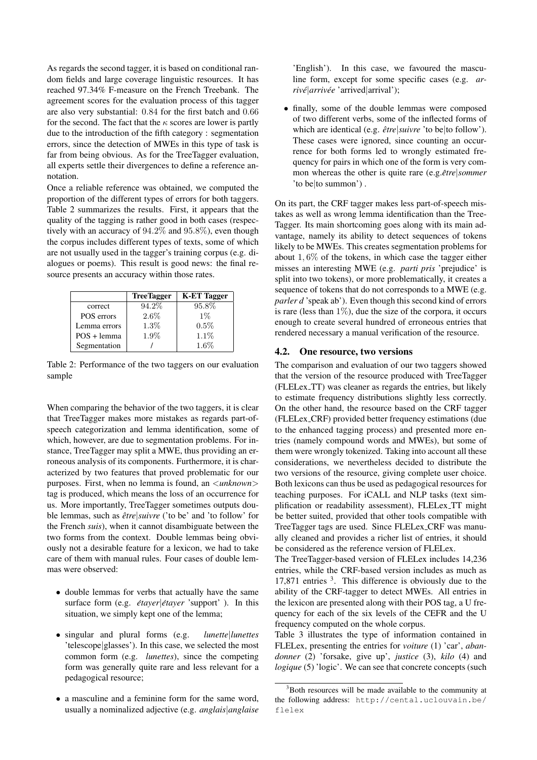As regards the second tagger, it is based on conditional random fields and large coverage linguistic resources. It has reached 97.34% F-measure on the French Treebank. The agreement scores for the evaluation process of this tagger are also very substantial: $0.84$ for the first batch and $0.66$ for the second. The fact that the $\kappa$ scores are lower is partly due to the introduction of the fifth category : segmentation errors, since the detection of MWEs in this type of task is far from being obvious. As for the TreeTagger evaluation, all experts settle their divergences to define a reference annotation.

Once a reliable reference was obtained, we computed the proportion of the different types of errors for both taggers. Table 2 summarizes the results. First, it appears that the quality of the tagging is rather good in both cases (respectively with an accuracy of $94.2\%$ and $95.8\%$), even though the corpus includes different types of texts, some of which are not usually used in the tagger's training corpus (e.g. dialogues or poems). This result is good news: the final resource presents an accuracy within those rates.

| | **TreeTagger** | **K-ET Tagger** |
|---|---|---|
| correct | $94.2\%$ | $95.8\%$ |
| POS errors | $2.6\%$ | $1\%$ |
| Lemma errors | $1.3\%$ | $0.5\%$ |
| POS + lemma | $1.9\%$ | $1.1\%$ |
| Segmentation | / | $1.6\%$ |

Table 2: Performance of the two taggers on our evaluation sample

When comparing the behavior of the two taggers, it is clear that TreeTagger makes more mistakes as regards part-of-speech categorization and lemma identification, some of which, however, are due to segmentation problems. For instance, TreeTagger may split a MWE, thus providing an erroneous analysis of its components. Furthermore, it is characterized by two features that proved problematic for our purposes. First, when no lemma is found, an *<unknown>* tag is produced, which means the loss of an occurrence for us. More importantly, TreeTagger sometimes outputs double lemmas, such as *être|suivre* ('to be' and 'to follow' for the French *suis*), when it cannot disambiguate between the two forms from the context. Double lemmas being obviously not a desirable feature for a lexicon, we had to take care of them with manual rules. Four cases of double lemmas were observed:

- double lemmas for verbs that actually have the same surface form (e.g. *étayer|étayer* 'support' ). In this situation, we simply kept one of the lemma;
- singular and plural forms (e.g. *lunette|lunettes* 'telescope|glasses'). In this case, we selected the most common form (e.g. *lunettes*), since the competing form was generally quite rare and less relevant for a pedagogical resource;
- a masculine and a feminine form for the same word, usually a nominalized adjective (e.g. *anglais|anglaise* 'English'). In this case, we favoured the masculine form, except for some specific cases (e.g. *arrivé|arrivée* 'arrived|arrival');
- finally, some of the double lemmas were composed of two different verbs, some of the inflected forms of which are identical (e.g. *être|suivre* 'to be|to follow'). These cases were ignored, since counting an occurrence for both forms led to wrongly estimated frequency for pairs in which one of the form is very common whereas the other is quite rare (e.g.*être|sommer* 'to be|to summon') .

On its part, the CRF tagger makes less part-of-speech mistakes as well as wrong lemma identification than the TreeTagger. Its main shortcoming goes along with its main advantage, namely its ability to detect sequences of tokens likely to be MWEs. This creates segmentation problems for about $1,6\%$ of the tokens, in which case the tagger either misses an interesting MWE (e.g. *parti pris* 'prejudice' is split into two tokens), or more problematically, it creates a sequence of tokens that do not corresponds to a MWE (e.g. *parler d* 'speak ab'). Even though this second kind of errors is rare (less than $1\%$), due the size of the corpora, it occurs enough to create several hundred of erroneous entries that rendered necessary a manual verification of the resource.

### 4.2. One resource, two versions

The comparison and evaluation of our two taggers showed that the version of the resource produced with TreeTagger (FLELex_TT) was cleaner as regards the entries, but likely to estimate frequency distributions slightly less correctly. On the other hand, the resource based on the CRF tagger (FLELex_CRF) provided better frequency estimations (due to the enhanced tagging process) and presented more entries (namely compound words and MWEs), but some of them were wrongly tokenized. Taking into account all these considerations, we nevertheless decided to distribute the two versions of the resource, giving complete user choice. Both lexicons can thus be used as pedagogical resources for teaching purposes. For iCALL and NLP tasks (text simplification or readability assessment), FLELex_TT might be better suited, provided that other tools compatible with TreeTagger tags are used. Since FLELex_CRF was manually cleaned and provides a richer list of entries, it should be considered as the reference version of FLELex.

The TreeTagger-based version of FLELex includes 14,236 entries, while the CRF-based version includes as much as 17,871 entries [3]. This difference is obviously due to the ability of the CRF-tagger to detect MWEs. All entries in the lexicon are presented along with their POS tag, a U frequency for each of the six levels of the CEFR and the U frequency computed on the whole corpus.

Table 3 illustrates the type of information contained in FLELex, presenting the entries for *voiture* (1) 'car', *abandonner* (2) 'forsake, give up', *justice* (3), *kilo* (4) and *logique* (5) 'logic'. We can see that concrete concepts (such

[3] Both resources will be made available to the community at the following address: http://cental.uclouvain.be/flelex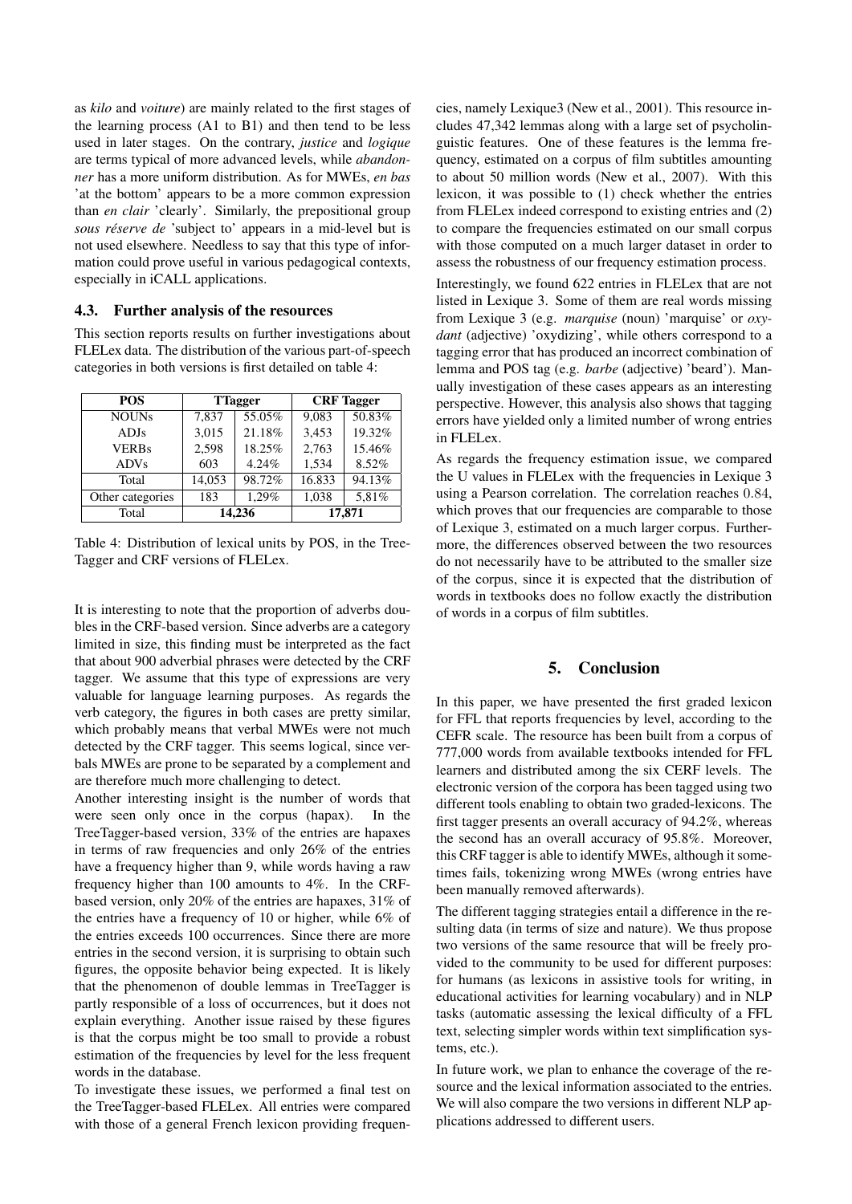as *kilo* and *voiture*) are mainly related to the first stages of the learning process (A1 to B1) and then tend to be less used in later stages. On the contrary, *justice* and *logique* are terms typical of more advanced levels, while *abandonner* has a more uniform distribution. As for MWEs, *en bas* 'at the bottom' appears to be a more common expression than *en clair* 'clearly'. Similarly, the prepositional group *sous réserve de* 'subject to' appears in a mid-level but is not used elsewhere. Needless to say that this type of information could prove useful in various pedagogical contexts, especially in iCALL applications.

### 4.3. Further analysis of the resources

This section reports results on further investigations about FLELex data. The distribution of the various part-of-speech categories in both versions is first detailed on table 4:

| POS | TTagger | | CRF Tagger | |
|---|---|---|---|---|
| NOUNs | 7,837 | 55.05% | 9,083 | 50.83% |
| ADJs | 3,015 | 21.18% | 3,453 | 19.32% |
| VERBs | 2,598 | 18.25% | 2,763 | 15.46% |
| ADVs | 603 | 4.24% | 1,534 | 8.52% |
| Total | 14,053 | 98.72% | 16.833 | 94.13% |
| Other categories | 183 | 1,29% | 1,038 | 5,81% |
| Total | 14,236 | | 17,871 | |

Table 4: Distribution of lexical units by POS, in the TreeTagger and CRF versions of FLELex.

It is interesting to note that the proportion of adverbs doubles in the CRF-based version. Since adverbs are a category limited in size, this finding must be interpreted as the fact that about 900 adverbial phrases were detected by the CRF tagger. We assume that this type of expressions are very valuable for language learning purposes. As regards the verb category, the figures in both cases are pretty similar, which probably means that verbal MWEs were not much detected by the CRF tagger. This seems logical, since verbals MWEs are prone to be separated by a complement and are therefore much more challenging to detect.

Another interesting insight is the number of words that were seen only once in the corpus (hapax). In the TreeTagger-based version, 33% of the entries are hapaxes in terms of raw frequencies and only 26% of the entries have a frequency higher than 9, while words having a raw frequency higher than 100 amounts to 4%. In the CRF-based version, only 20% of the entries are hapaxes, 31% of the entries have a frequency of 10 or higher, while 6% of the entries exceeds 100 occurrences. Since there are more entries in the second version, it is surprising to obtain such figures, the opposite behavior being expected. It is likely that the phenomenon of double lemmas in TreeTagger is partly responsible of a loss of occurrences, but it does not explain everything. Another issue raised by these figures is that the corpus might be too small to provide a robust estimation of the frequencies by level for the less frequent words in the database.

To investigate these issues, we performed a final test on the TreeTagger-based FLELex. All entries were compared with those of a general French lexicon providing frequencies, namely Lexique3 (New et al., 2001). This resource includes 47,342 lemmas along with a large set of psycholinguistic features. One of these features is the lemma frequency, estimated on a corpus of film subtitles amounting to about 50 million words (New et al., 2007). With this lexicon, it was possible to (1) check whether the entries from FLELex indeed correspond to existing entries and (2) to compare the frequencies estimated on our small corpus with those computed on a much larger dataset in order to assess the robustness of our frequency estimation process.

Interestingly, we found 622 entries in FLELex that are not listed in Lexique 3. Some of them are real words missing from Lexique 3 (e.g. *marquise* (noun) 'marquise' or *oxydant* (adjective) 'oxydizing', while others correspond to a tagging error that has produced an incorrect combination of lemma and POS tag (e.g. *barbe* (adjective) 'beard'). Manually investigation of these cases appears as an interesting perspective. However, this analysis also shows that tagging errors have yielded only a limited number of wrong entries in FLELex.

As regards the frequency estimation issue, we compared the U values in FLELex with the frequencies in Lexique 3 using a Pearson correlation. The correlation reaches $0.84$, which proves that our frequencies are comparable to those of Lexique 3, estimated on a much larger corpus. Furthermore, the differences observed between the two resources do not necessarily have to be attributed to the smaller size of the corpus, since it is expected that the distribution of words in textbooks does no follow exactly the distribution of words in a corpus of film subtitles.

## 5. Conclusion

In this paper, we have presented the first graded lexicon for FFL that reports frequencies by level, according to the CEFR scale. The resource has been built from a corpus of 777,000 words from available textbooks intended for FFL learners and distributed among the six CERF levels. The electronic version of the corpora has been tagged using two different tools enabling to obtain two graded-lexicons. The first tagger presents an overall accuracy of 94.2%, whereas the second has an overall accuracy of 95.8%. Moreover, this CRF tagger is able to identify MWEs, although it sometimes fails, tokenizing wrong MWEs (wrong entries have been manually removed afterwards).

The different tagging strategies entail a difference in the resulting data (in terms of size and nature). We thus propose two versions of the same resource that will be freely provided to the community to be used for different purposes: for humans (as lexicons in assistive tools for writing, in educational activities for learning vocabulary) and in NLP tasks (automatic assessing the lexical difficulty of a FFL text, selecting simpler words within text simplification systems, etc.).

In future work, we plan to enhance the coverage of the resource and the lexical information associated to the entries. We will also compare the two versions in different NLP applications addressed to different users.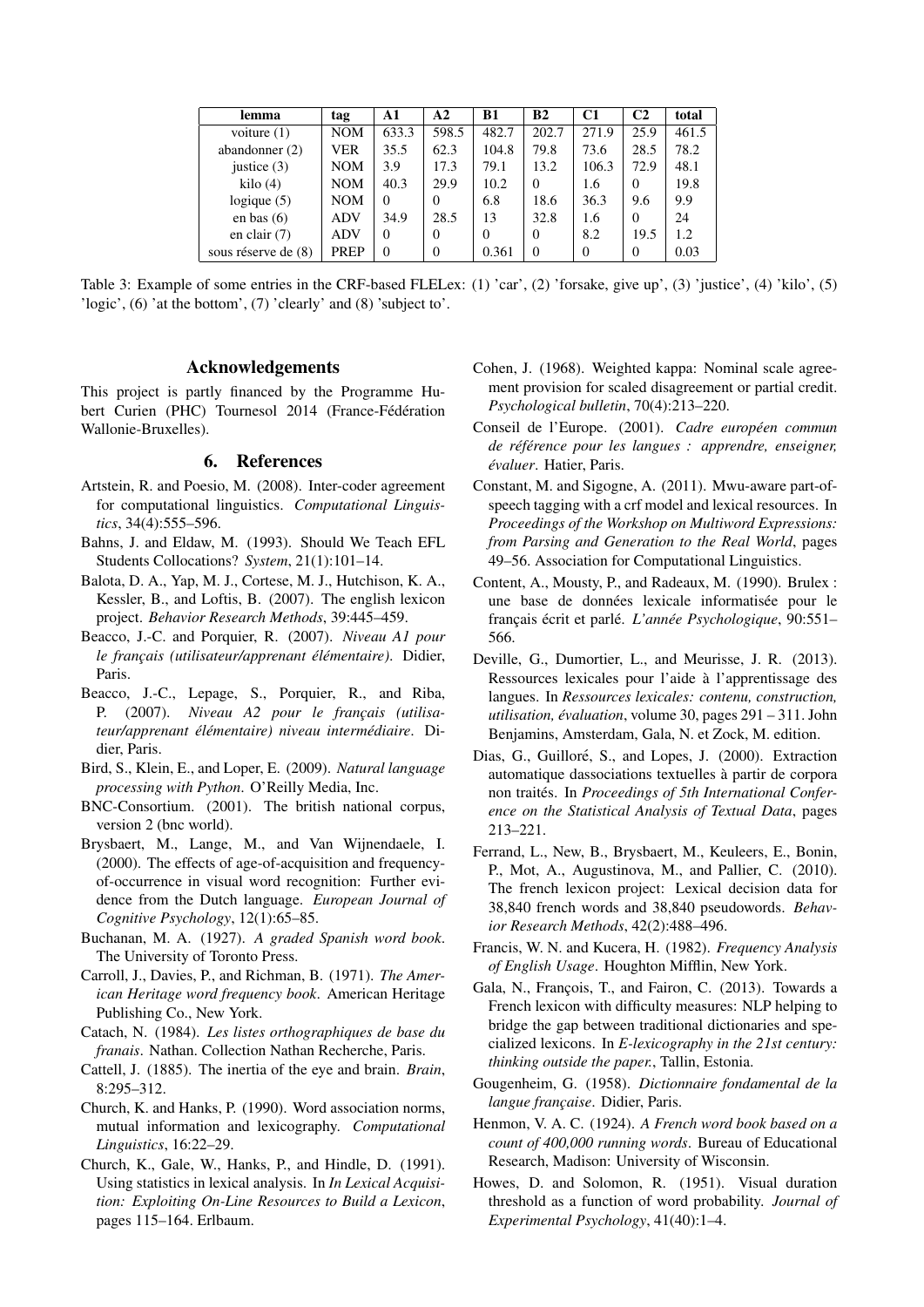| lemma | tag | A1 | A2 | B1 | B2 | C1 | C2 | total |
|---|---|---|---|---|---|---|---|---|
| voiture (1) | NOM | 633.3 | 598.5 | 482.7 | 202.7 | 271.9 | 25.9 | 461.5 |
| abandonner (2) | VER | 35.5 | 62.3 | 104.8 | 79.8 | 73.6 | 28.5 | 78.2 |
| justice (3) | NOM | 3.9 | 17.3 | 79.1 | 13.2 | 106.3 | 72.9 | 48.1 |
| kilo (4) | NOM | 40.3 | 29.9 | 10.2 | 0 | 1.6 | 0 | 19.8 |
| logique (5) | NOM | 0 | 0 | 6.8 | 18.6 | 36.3 | 9.6 | 9.9 |
| en bas (6) | ADV | 34.9 | 28.5 | 13 | 32.8 | 1.6 | 0 | 24 |
| en clair (7) | ADV | 0 | 0 | 0 | 0 | 8.2 | 19.5 | 1.2 |
| sous réserve de (8) | PREP | 0 | 0 | 0.361 | 0 | 0 | 0 | 0.03 |

Table 3: Example of some entries in the CRF-based FLELex: (1) 'car', (2) 'forsake, give up', (3) 'justice', (4) 'kilo', (5) 'logic', (6) 'at the bottom', (7) 'clearly' and (8) 'subject to'.

## Acknowledgements

This project is partly financed by the Programme Hubert Curien (PHC) Tournesol 2014 (France-Fédération Wallonie-Bruxelles).

## 6. References

Artstein, R. and Poesio, M. (2008). Inter-coder agreement for computational linguistics. *Computational Linguistics*, 34(4):555–596.

Bahns, J. and Eldaw, M. (1993). Should We Teach EFL Students Collocations? *System*, 21(1):101–14.

Balota, D. A., Yap, M. J., Cortese, M. J., Hutchison, K. A., Kessler, B., and Loftis, B. (2007). The english lexicon project. *Behavior Research Methods*, 39:445–459.

Beacco, J.-C. and Porquier, R. (2007). *Niveau A1 pour le français (utilisateur/apprenant élémentaire)*. Didier, Paris.

Beacco, J.-C., Lepage, S., Porquier, R., and Riba, P. (2007). *Niveau A2 pour le français (utilisateur/apprenant élémentaire) niveau intermédiaire*. Didier, Paris.

Bird, S., Klein, E., and Loper, E. (2009). *Natural language processing with Python*. O'Reilly Media, Inc.

BNC-Consortium. (2001). The british national corpus, version 2 (bnc world).

Brysbaert, M., Lange, M., and Van Wijnendaele, I. (2000). The effects of age-of-acquisition and frequency-of-occurrence in visual word recognition: Further evidence from the Dutch language. *European Journal of Cognitive Psychology*, 12(1):65–85.

Buchanan, M. A. (1927). *A graded Spanish word book*. The University of Toronto Press.

Carroll, J., Davies, P., and Richman, B. (1971). *The American Heritage word frequency book*. American Heritage Publishing Co., New York.

Catach, N. (1984). *Les listes orthographiques de base du franais*. Nathan. Collection Nathan Recherche, Paris.

Cattell, J. (1885). The inertia of the eye and brain. *Brain*, 8:295–312.

Church, K. and Hanks, P. (1990). Word association norms, mutual information and lexicography. *Computational Linguistics*, 16:22–29.

Church, K., Gale, W., Hanks, P., and Hindle, D. (1991). Using statistics in lexical analysis. In *In Lexical Acquisition: Exploiting On-Line Resources to Build a Lexicon*, pages 115–164. Erlbaum.

Cohen, J. (1968). Weighted kappa: Nominal scale agreement provision for scaled disagreement or partial credit. *Psychological bulletin*, 70(4):213–220.

Conseil de l'Europe. (2001). *Cadre européen commun de référence pour les langues : apprendre, enseigner, évaluer*. Hatier, Paris.

Constant, M. and Sigogne, A. (2011). Mwu-aware part-of-speech tagging with a crf model and lexical resources. In *Proceedings of the Workshop on Multiword Expressions: from Parsing and Generation to the Real World*, pages 49–56. Association for Computational Linguistics.

Content, A., Mousty, P., and Radeaux, M. (1990). Brulex : une base de données lexicale informatisée pour le français écrit et parlé. *L'année Psychologique*, 90:551–566.

Deville, G., Dumortier, L., and Meurisse, J. R. (2013). Ressources lexicales pour l'aide à l'apprentissage des langues. In *Ressources lexicales: contenu, construction, utilisation, évaluation*, volume 30, pages 291 – 311. John Benjamins, Amsterdam, Gala, N. et Zock, M. edition.

Dias, G., Guilloré, S., and Lopes, J. (2000). Extraction automatique dassociations textuelles à partir de corpora non traités. In *Proceedings of 5th International Conference on the Statistical Analysis of Textual Data*, pages 213–221.

Ferrand, L., New, B., Brysbaert, M., Keuleers, E., Bonin, P., Mot, A., Augustinova, M., and Pallier, C. (2010). The french lexicon project: Lexical decision data for 38,840 french words and 38,840 pseudowords. *Behavior Research Methods*, 42(2):488–496.

Francis, W. N. and Kucera, H. (1982). *Frequency Analysis of English Usage*. Houghton Mifflin, New York.

Gala, N., François, T., and Fairon, C. (2013). Towards a French lexicon with difficulty measures: NLP helping to bridge the gap between traditional dictionaries and specialized lexicons. In *E-lexicography in the 21st century: thinking outside the paper.*, Tallin, Estonia.

Gougenheim, G. (1958). *Dictionnaire fondamental de la langue française*. Didier, Paris.

Henmon, V. A. C. (1924). *A French word book based on a count of 400,000 running words*. Bureau of Educational Research, Madison: University of Wisconsin.

Howes, D. and Solomon, R. (1951). Visual duration threshold as a function of word probability. *Journal of Experimental Psychology*, 41(40):1–4.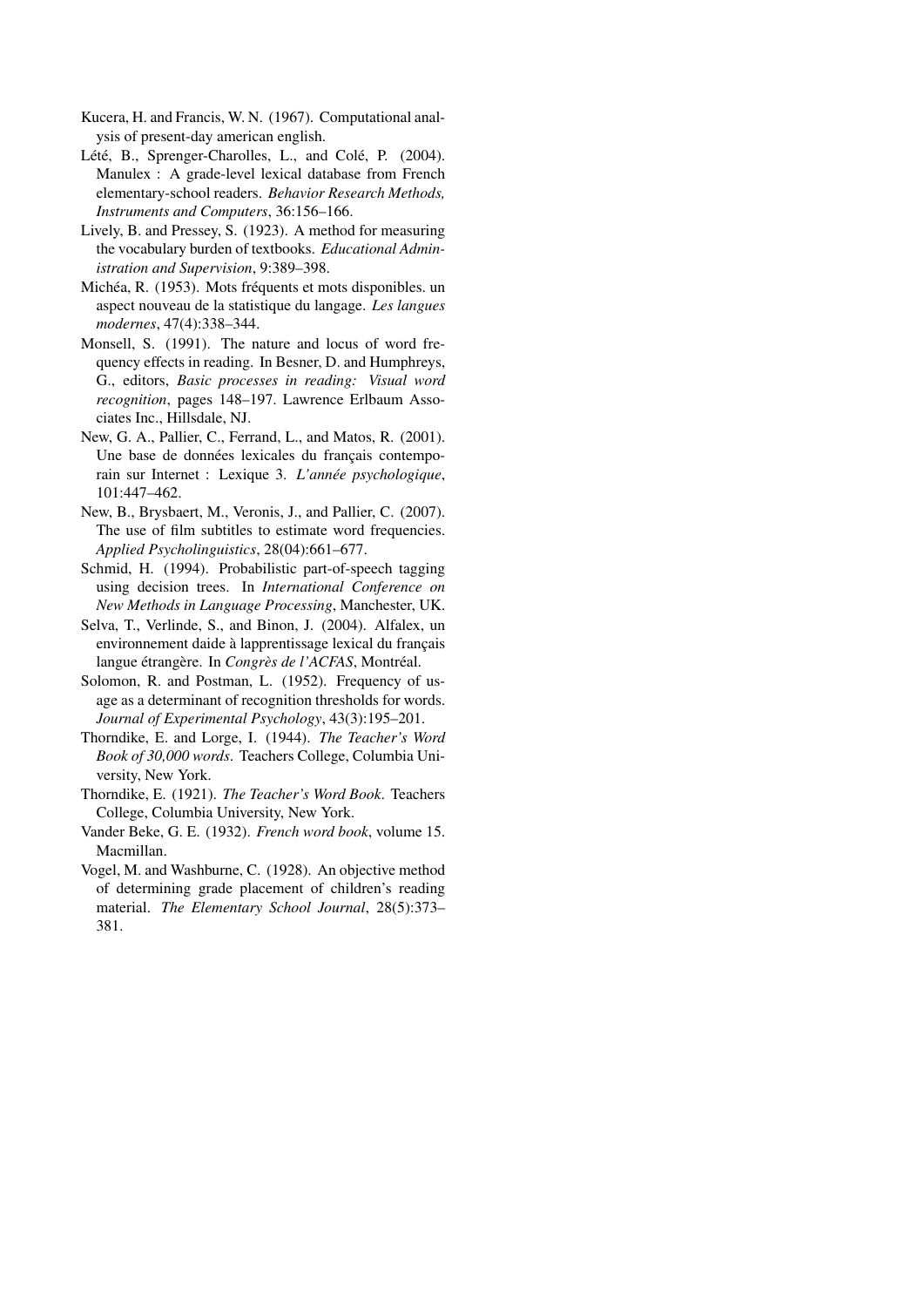Kucera, H. and Francis, W. N. (1967). Computational analysis of present-day american english.

Lété, B., Sprenger-Charolles, L., and Colé, P. (2004). Manulex : A grade-level lexical database from French elementary-school readers. *Behavior Research Methods, Instruments and Computers*, 36:156–166.

Lively, B. and Pressey, S. (1923). A method for measuring the vocabulary burden of textbooks. *Educational Administration and Supervision*, 9:389–398.

Michéa, R. (1953). Mots fréquents et mots disponibles. un aspect nouveau de la statistique du langage. *Les langues modernes*, 47(4):338–344.

Monsell, S. (1991). The nature and locus of word frequency effects in reading. In Besner, D. and Humphreys, G., editors, *Basic processes in reading: Visual word recognition*, pages 148–197. Lawrence Erlbaum Associates Inc., Hillsdale, NJ.

New, G. A., Pallier, C., Ferrand, L., and Matos, R. (2001). Une base de données lexicales du français contemporain sur Internet : Lexique 3. *L'année psychologique*, 101:447–462.

New, B., Brysbaert, M., Veronis, J., and Pallier, C. (2007). The use of film subtitles to estimate word frequencies. *Applied Psycholinguistics*, 28(04):661–677.

Schmid, H. (1994). Probabilistic part-of-speech tagging using decision trees. In *International Conference on New Methods in Language Processing*, Manchester, UK.

Selva, T., Verlinde, S., and Binon, J. (2004). Alfalex, un environnement daide à lapprentissage lexical du français langue étrangère. In *Congrès de l'ACFAS*, Montréal.

Solomon, R. and Postman, L. (1952). Frequency of usage as a determinant of recognition thresholds for words. *Journal of Experimental Psychology*, 43(3):195–201.

Thorndike, E. and Lorge, I. (1944). *The Teacher's Word Book of 30,000 words*. Teachers College, Columbia University, New York.

Thorndike, E. (1921). *The Teacher's Word Book*. Teachers College, Columbia University, New York.

Vander Beke, G. E. (1932). *French word book*, volume 15. Macmillan.

Vogel, M. and Washburne, C. (1928). An objective method of determining grade placement of children's reading material. *The Elementary School Journal*, 28(5):373–381.